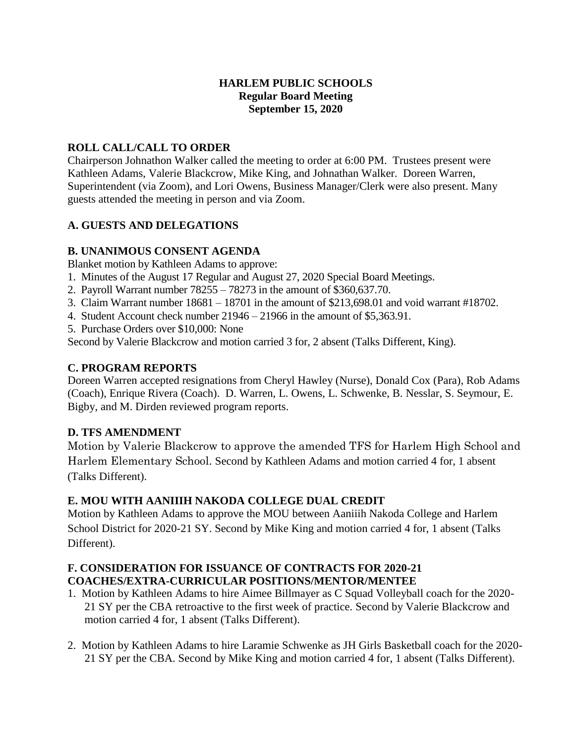# HARLEM PUBLIC SCHOOLS
## Regular Board Meeting
### September 15, 2020

## ROLL CALL/CALL TO ORDER

Chairperson Johnathon Walker called the meeting to order at 6:00 PM. Trustees present were Kathleen Adams, Valerie Blackcrow, Mike King, and Johnathan Walker. Doreen Warren, Superintendent (via Zoom), and Lori Owens, Business Manager/Clerk were also present. Many guests attended the meeting in person and via Zoom.

## A. GUESTS AND DELEGATIONS

## B. UNANIMOUS CONSENT AGENDA

Blanket motion by Kathleen Adams to approve:

1. Minutes of the August 17 Regular and August 27, 2020 Special Board Meetings.
2. Payroll Warrant number 78255 – 78273 in the amount of $360,637.70.
3. Claim Warrant number 18681 – 18701 in the amount of $213,698.01 and void warrant #18702.
4. Student Account check number 21946 – 21966 in the amount of $5,363.91.
5. Purchase Orders over $10,000: None

Second by Valerie Blackcrow and motion carried 3 for, 2 absent (Talks Different, King).

## C. PROGRAM REPORTS

Doreen Warren accepted resignations from Cheryl Hawley (Nurse), Donald Cox (Para), Rob Adams (Coach), Enrique Rivera (Coach). D. Warren, L. Owens, L. Schwenke, B. Nesslar, S. Seymour, E. Bigby, and M. Dirden reviewed program reports.

## D. TFS AMENDMENT

Motion by Valerie Blackcrow to approve the amended TFS for Harlem High School and Harlem Elementary School. Second by Kathleen Adams and motion carried 4 for, 1 absent (Talks Different).

## E. MOU WITH AANIIIH NAKODA COLLEGE DUAL CREDIT

Motion by Kathleen Adams to approve the MOU between Aaniiih Nakoda College and Harlem School District for 2020-21 SY. Second by Mike King and motion carried 4 for, 1 absent (Talks Different).

## F. CONSIDERATION FOR ISSUANCE OF CONTRACTS FOR 2020-21 COACHES/EXTRA-CURRICULAR POSITIONS/MENTOR/MENTEE

1. Motion by Kathleen Adams to hire Aimee Billmayer as C Squad Volleyball coach for the 2020-21 SY per the CBA retroactive to the first week of practice. Second by Valerie Blackcrow and motion carried 4 for, 1 absent (Talks Different).

2. Motion by Kathleen Adams to hire Laramie Schwenke as JH Girls Basketball coach for the 2020-21 SY per the CBA. Second by Mike King and motion carried 4 for, 1 absent (Talks Different).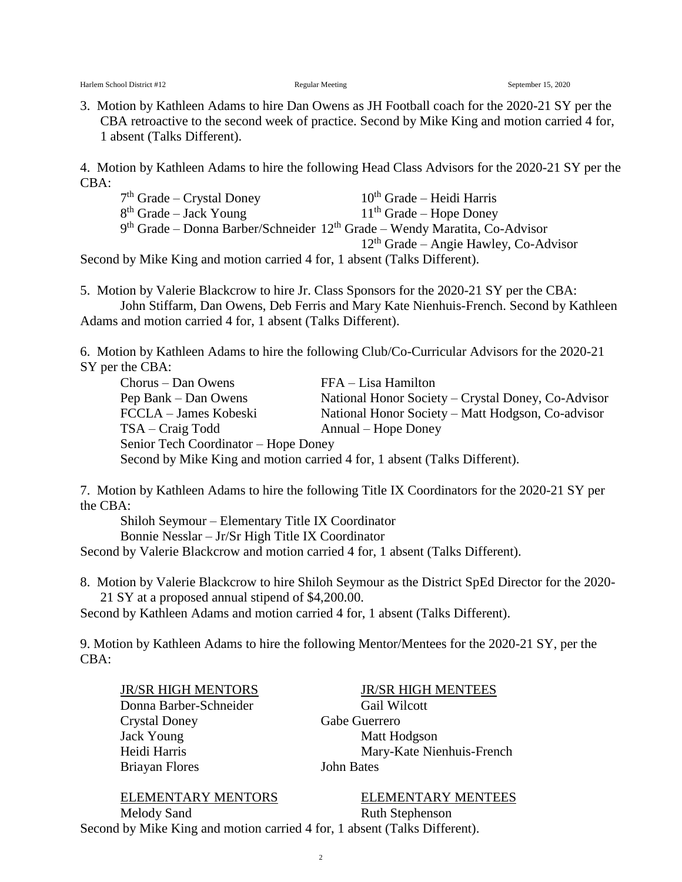3. Motion by Kathleen Adams to hire Dan Owens as JH Football coach for the 2020-21 SY per the CBA retroactive to the second week of practice. Second by Mike King and motion carried 4 for, 1 absent (Talks Different).

4. Motion by Kathleen Adams to hire the following Head Class Advisors for the 2020-21 SY per the CBA:

| | |
|---|---|
| 7th Grade – Crystal Doney | 10th Grade – Heidi Harris |
| 8th Grade – Jack Young | 11th Grade – Hope Doney |
| 9th Grade – Donna Barber/Schneider | 12th Grade – Wendy Maratita, Co-Advisor |
| | 12th Grade – Angie Hawley, Co-Advisor |

Second by Mike King and motion carried 4 for, 1 absent (Talks Different).

5. Motion by Valerie Blackcrow to hire Jr. Class Sponsors for the 2020-21 SY per the CBA: John Stiffarm, Dan Owens, Deb Ferris and Mary Kate Nienhuis-French. Second by Kathleen Adams and motion carried 4 for, 1 absent (Talks Different).

6. Motion by Kathleen Adams to hire the following Club/Co-Curricular Advisors for the 2020-21 SY per the CBA:

| | |
|---|---|
| Chorus – Dan Owens | FFA – Lisa Hamilton |
| Pep Bank – Dan Owens | National Honor Society – Crystal Doney, Co-Advisor |
| FCCLA – James Kobeski | National Honor Society – Matt Hodgson, Co-advisor |
| TSA – Craig Todd | Annual – Hope Doney |
| Senior Tech Coordinator – Hope Doney | |

Second by Mike King and motion carried 4 for, 1 absent (Talks Different).

7. Motion by Kathleen Adams to hire the following Title IX Coordinators for the 2020-21 SY per the CBA:

Shiloh Seymour – Elementary Title IX Coordinator
Bonnie Nesslar – Jr/Sr High Title IX Coordinator

Second by Valerie Blackcrow and motion carried 4 for, 1 absent (Talks Different).

8. Motion by Valerie Blackcrow to hire Shiloh Seymour as the District SpEd Director for the 2020-21 SY at a proposed annual stipend of $4,200.00.

Second by Kathleen Adams and motion carried 4 for, 1 absent (Talks Different).

9. Motion by Kathleen Adams to hire the following Mentor/Mentees for the 2020-21 SY, per the CBA:

| JR/SR HIGH MENTORS | JR/SR HIGH MENTEES |
|---|---|
| Donna Barber-Schneider | Gail Wilcott |
| Crystal Doney | Gabe Guerrero |
| Jack Young | Matt Hodgson |
| Heidi Harris | Mary-Kate Nienhuis-French |
| Briayan Flores | John Bates |

| ELEMENTARY MENTORS | ELEMENTARY MENTEES |
|---|---|
| Melody Sand | Ruth Stephenson |

Second by Mike King and motion carried 4 for, 1 absent (Talks Different).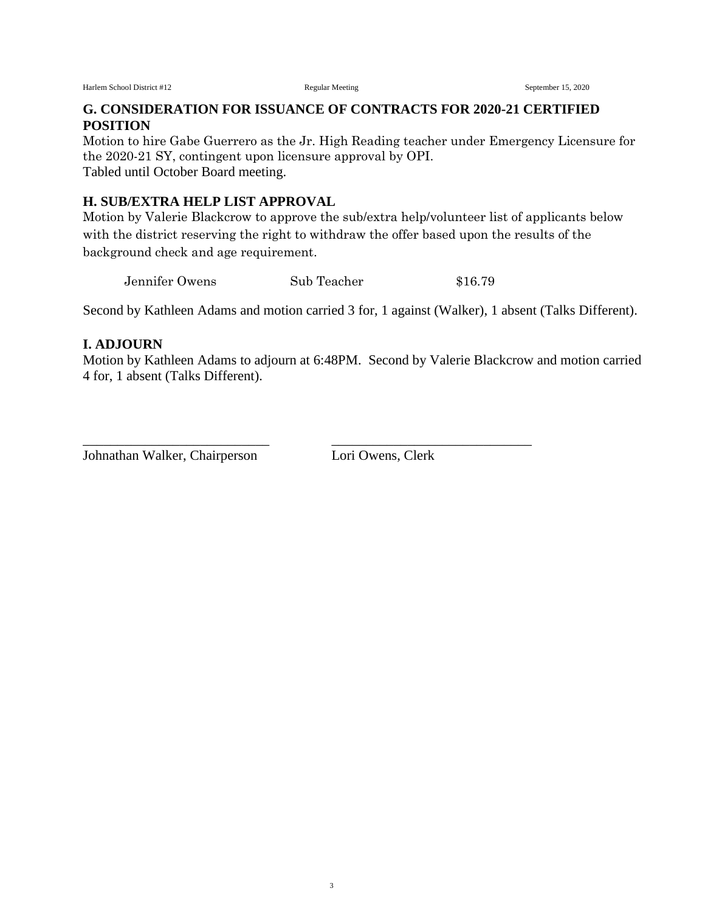## G. CONSIDERATION FOR ISSUANCE OF CONTRACTS FOR 2020-21 CERTIFIED POSITION

Motion to hire Gabe Guerrero as the Jr. High Reading teacher under Emergency Licensure for the 2020-21 SY, contingent upon licensure approval by OPI.
Tabled until October Board meeting.

## H. SUB/EXTRA HELP LIST APPROVAL

Motion by Valerie Blackcrow to approve the sub/extra help/volunteer list of applicants below with the district reserving the right to withdraw the offer based upon the results of the background check and age requirement.

| | | |
|---|---|---|
| Jennifer Owens | Sub Teacher | $16.79 |

Second by Kathleen Adams and motion carried 3 for, 1 against (Walker), 1 absent (Talks Different).

## I. ADJOURN

Motion by Kathleen Adams to adjourn at 6:48PM. Second by Valerie Blackcrow and motion carried 4 for, 1 absent (Talks Different).

___________________________ ______________________________

Johnathan Walker, Chairperson Lori Owens, Clerk